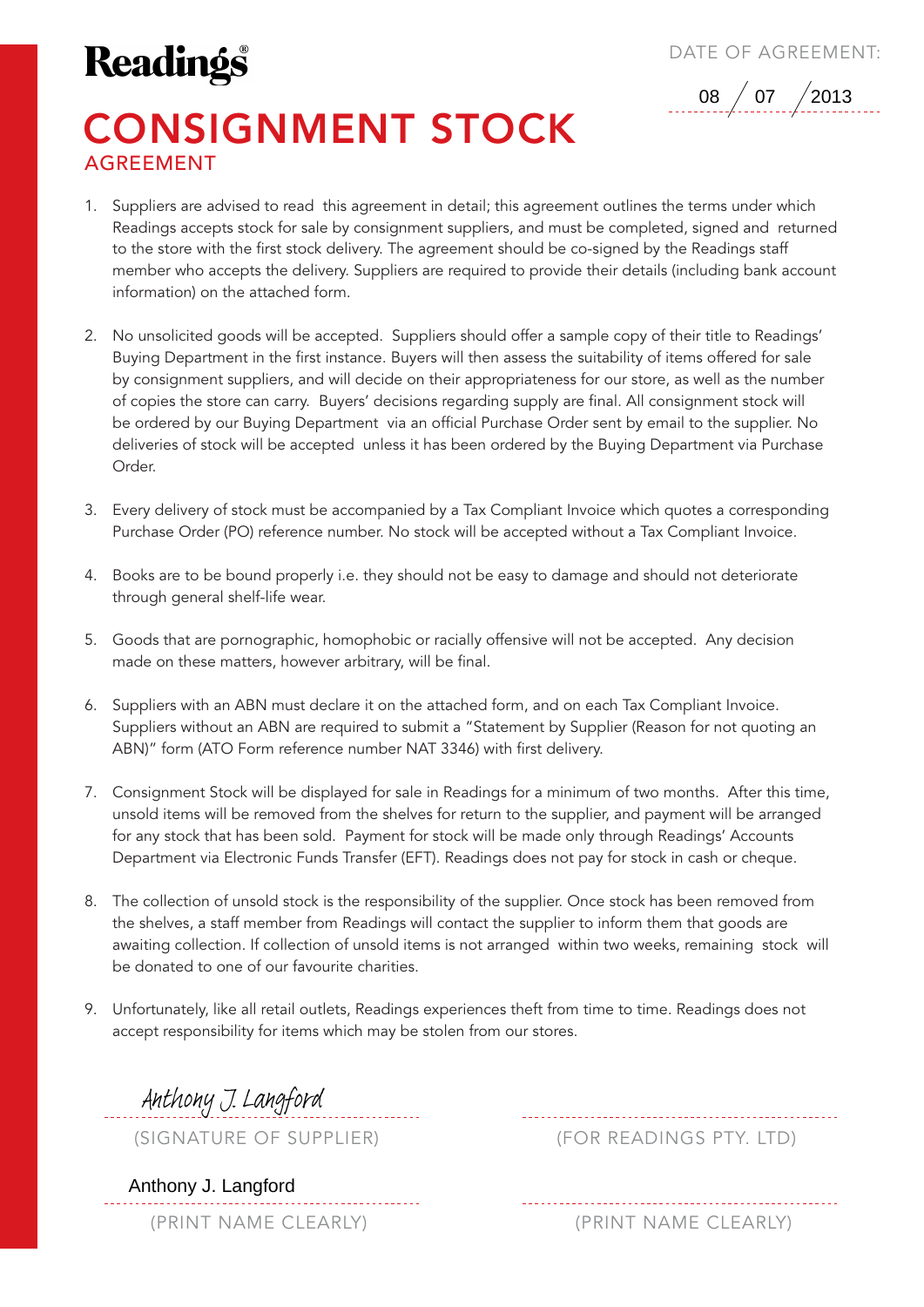# Readings®

# CONSIGNMENT STOCK

## AGREEMENT

DATE OF AGREEMENT: 08 / 07 / 2013

1. Suppliers are advised to read this agreement in detail; this agreement outlines the terms under which Readings accepts stock for sale by consignment suppliers, and must be completed, signed and returned to the store with the first stock delivery. The agreement should be co-signed by the Readings staff member who accepts the delivery. Suppliers are required to provide their details (including bank account information) on the attached form.

2. No unsolicited goods will be accepted. Suppliers should offer a sample copy of their title to Readings' Buying Department in the first instance. Buyers will then assess the suitability of items offered for sale by consignment suppliers, and will decide on their appropriateness for our store, as well as the number of copies the store can carry. Buyers' decisions regarding supply are final. All consignment stock will be ordered by our Buying Department via an official Purchase Order sent by email to the supplier. No deliveries of stock will be accepted unless it has been ordered by the Buying Department via Purchase Order.

3. Every delivery of stock must be accompanied by a Tax Compliant Invoice which quotes a corresponding Purchase Order (PO) reference number. No stock will be accepted without a Tax Compliant Invoice.

4. Books are to be bound properly i.e. they should not be easy to damage and should not deteriorate through general shelf-life wear.

5. Goods that are pornographic, homophobic or racially offensive will not be accepted. Any decision made on these matters, however arbitrary, will be final.

6. Suppliers with an ABN must declare it on the attached form, and on each Tax Compliant Invoice. Suppliers without an ABN are required to submit a "Statement by Supplier (Reason for not quoting an ABN)" form (ATO Form reference number NAT 3346) with first delivery.

7. Consignment Stock will be displayed for sale in Readings for a minimum of two months. After this time, unsold items will be removed from the shelves for return to the supplier, and payment will be arranged for any stock that has been sold. Payment for stock will be made only through Readings' Accounts Department via Electronic Funds Transfer (EFT). Readings does not pay for stock in cash or cheque.

8. The collection of unsold stock is the responsibility of the supplier. Once stock has been removed from the shelves, a staff member from Readings will contact the supplier to inform them that goods are awaiting collection. If collection of unsold items is not arranged within two weeks, remaining stock will be donated to one of our favourite charities.

9. Unfortunately, like all retail outlets, Readings experiences theft from time to time. Readings does not accept responsibility for items which may be stolen from our stores.

Anthony J. Langford
(SIGNATURE OF SUPPLIER)

Anthony J. Langford
(PRINT NAME CLEARLY)

(FOR READINGS PTY. LTD)

(PRINT NAME CLEARLY)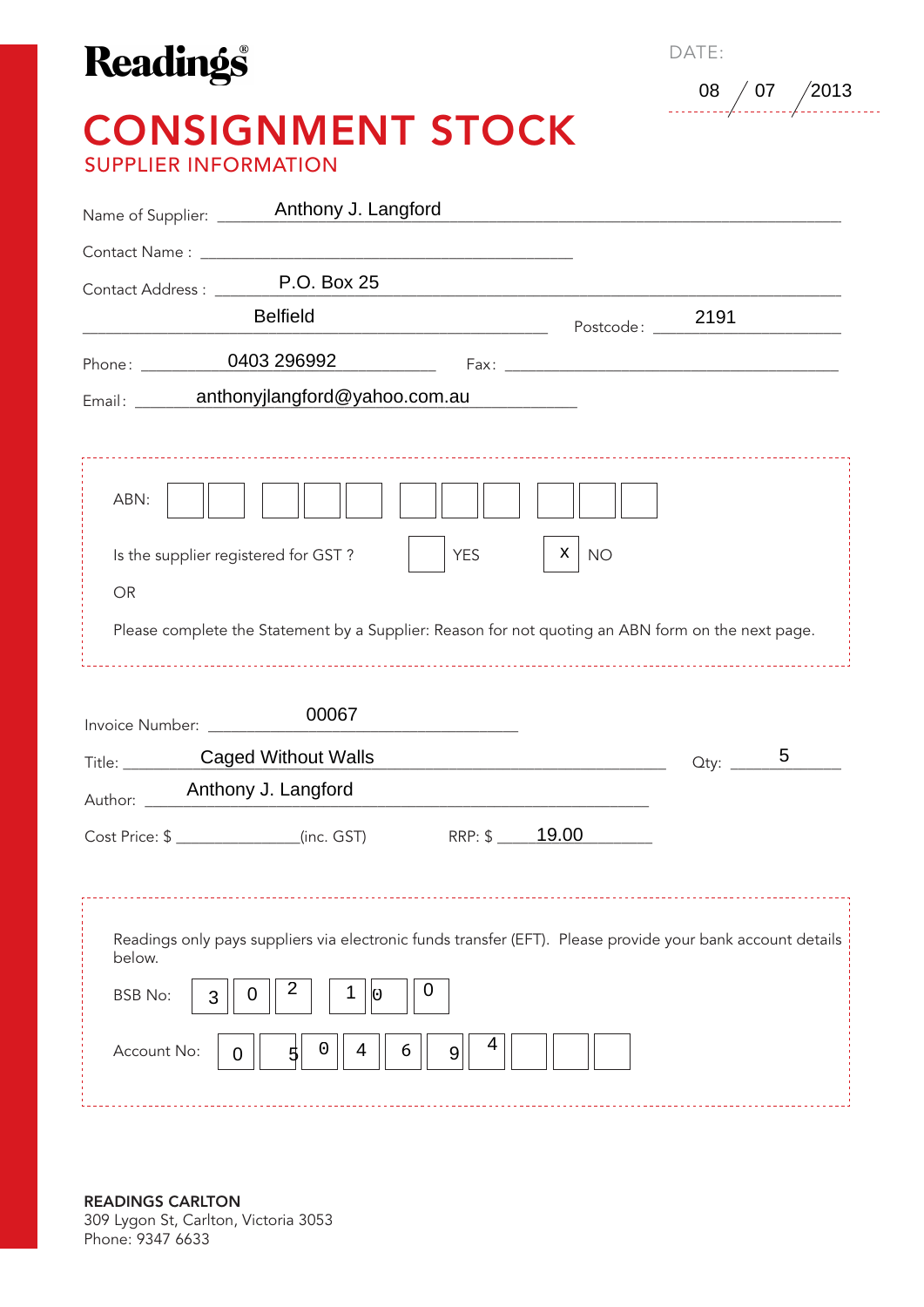# Readings®

DATE: 08 / 07 /2013

# CONSIGNMENT STOCK

## SUPPLIER INFORMATION

Name of Supplier: Anthony J. Langford

Contact Name :

Contact Address : P.O. Box 25

Belfield Postcode: 2191

Phone: 0403 296992 Fax:

Email: anthonyjlangford@yahoo.com.au

ABN: | | | | | | | | | | | |

Is the supplier registered for GST ? [ ] YES [X] NO

OR

Please complete the Statement by a Supplier: Reason for not quoting an ABN form on the next page.

Invoice Number: 00067

Title: Caged Without Walls Qty: 5

Author: Anthony J. Langford

Cost Price: $ ______________(inc. GST) RRP: $ 19.00

Readings only pays suppliers via electronic funds transfer (EFT). Please provide your bank account details below.

BSB No: 3 0 2 1 0 0

Account No: 0 5 0 4 6 9 4

**READINGS CARLTON**
309 Lygon St, Carlton, Victoria 3053
Phone: 9347 6633